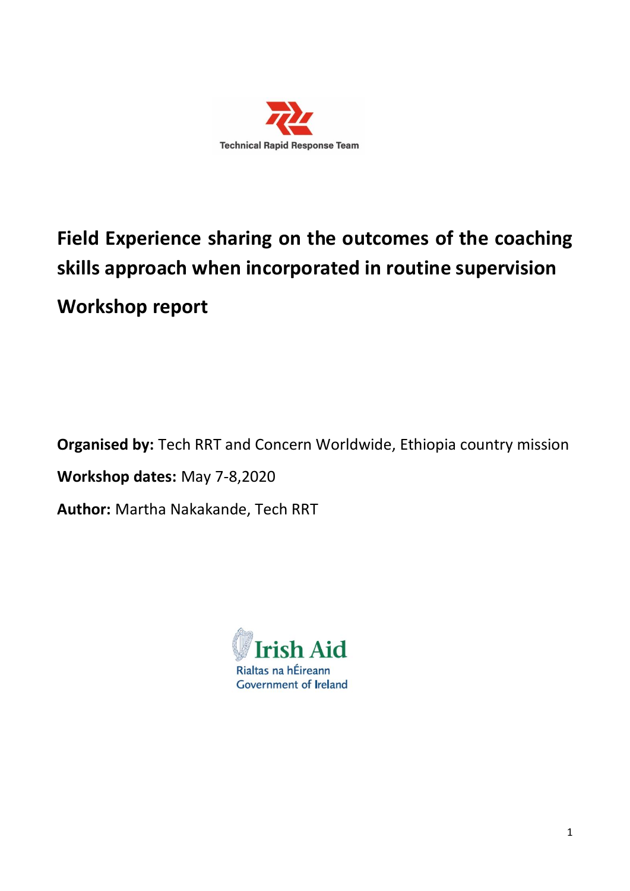Technical Rapid Response Team

# Field Experience sharing on the outcomes of the coaching skills approach when incorporated in routine supervision

## Workshop report

**Organised by:** Tech RRT and Concern Worldwide, Ethiopia country mission

**Workshop dates:** May 7-8,2020

**Author:** Martha Nakakande, Tech RRT

Irish Aid
Rialtas na hÉireann
Government of Ireland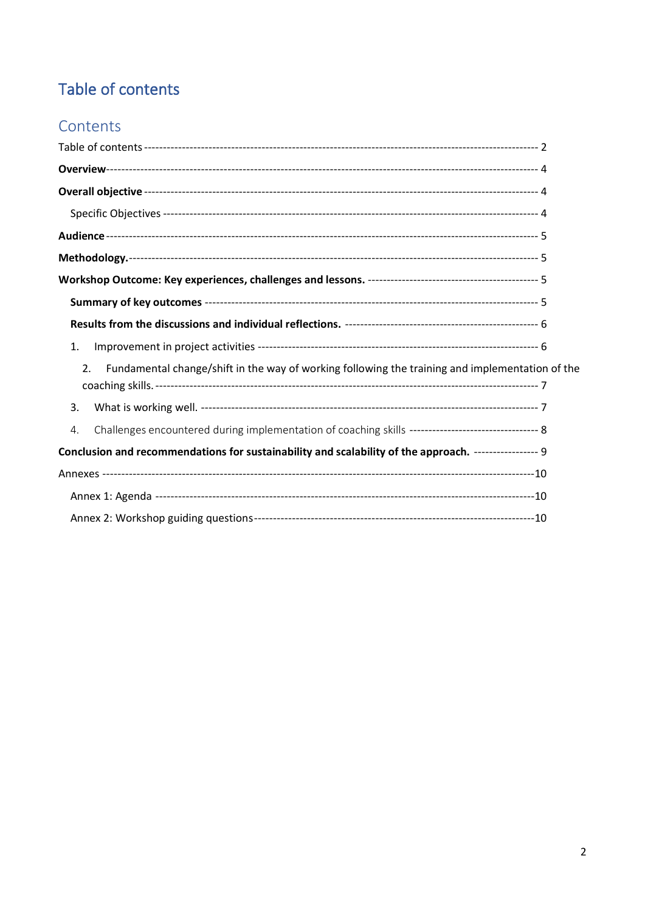# Table of contents

## Contents

Table of contents ---------------------------------------------------------------------------------------------------- 2

**Overview**------------------------------------------------------------------------------------------------------------ 4

**Overall objective** ------------------------------------------------------------------------------------------------- 4

Specific Objectives ------------------------------------------------------------------------------------------------ 4

**Audience** ----------------------------------------------------------------------------------------------------------- 5

**Methodology.**------------------------------------------------------------------------------------------------------- 5

**Workshop Outcome: Key experiences, challenges and lessons.** -------------------------------------------- 5

**Summary of key outcomes** ---------------------------------------------------------------------------------- 5

**Results from the discussions and individual reflections.** -------------------------------------------------- 6

1. Improvement in project activities ------------------------------------------------------------------------ 6

2. Fundamental change/shift in the way of working following the training and implementation of the coaching skills. ---------------------------------------------------------------------------------------------------- 7

3. What is working well. ------------------------------------------------------------------------------------ 7

4. Challenges encountered during implementation of coaching skills --------------------------------- 8

**Conclusion and recommendations for sustainability and scalability of the approach.** ----------------- 9

Annexes ---------------------------------------------------------------------------------------------------------------10

Annex 1: Agenda ---------------------------------------------------------------------------------------------------10

Annex 2: Workshop guiding questions------------------------------------------------------------------------10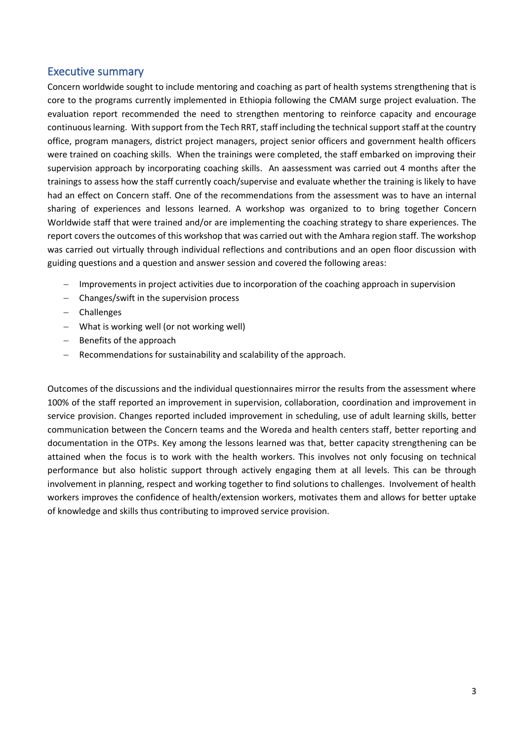## Executive summary

Concern worldwide sought to include mentoring and coaching as part of health systems strengthening that is core to the programs currently implemented in Ethiopia following the CMAM surge project evaluation. The evaluation report recommended the need to strengthen mentoring to reinforce capacity and encourage continuous learning. With support from the Tech RRT, staff including the technical support staff at the country office, program managers, district project managers, project senior officers and government health officers were trained on coaching skills. When the trainings were completed, the staff embarked on improving their supervision approach by incorporating coaching skills. An aassessment was carried out 4 months after the trainings to assess how the staff currently coach/supervise and evaluate whether the training is likely to have had an effect on Concern staff. One of the recommendations from the assessment was to have an internal sharing of experiences and lessons learned. A workshop was organized to to bring together Concern Worldwide staff that were trained and/or are implementing the coaching strategy to share experiences. The report covers the outcomes of this workshop that was carried out with the Amhara region staff. The workshop was carried out virtually through individual reflections and contributions and an open floor discussion with guiding questions and a question and answer session and covered the following areas:

- Improvements in project activities due to incorporation of the coaching approach in supervision
- Changes/swift in the supervision process
- Challenges
- What is working well (or not working well)
- Benefits of the approach
- Recommendations for sustainability and scalability of the approach.

Outcomes of the discussions and the individual questionnaires mirror the results from the assessment where 100% of the staff reported an improvement in supervision, collaboration, coordination and improvement in service provision. Changes reported included improvement in scheduling, use of adult learning skills, better communication between the Concern teams and the Woreda and health centers staff, better reporting and documentation in the OTPs. Key among the lessons learned was that, better capacity strengthening can be attained when the focus is to work with the health workers. This involves not only focusing on technical performance but also holistic support through actively engaging them at all levels. This can be through involvement in planning, respect and working together to find solutions to challenges. Involvement of health workers improves the confidence of health/extension workers, motivates them and allows for better uptake of knowledge and skills thus contributing to improved service provision.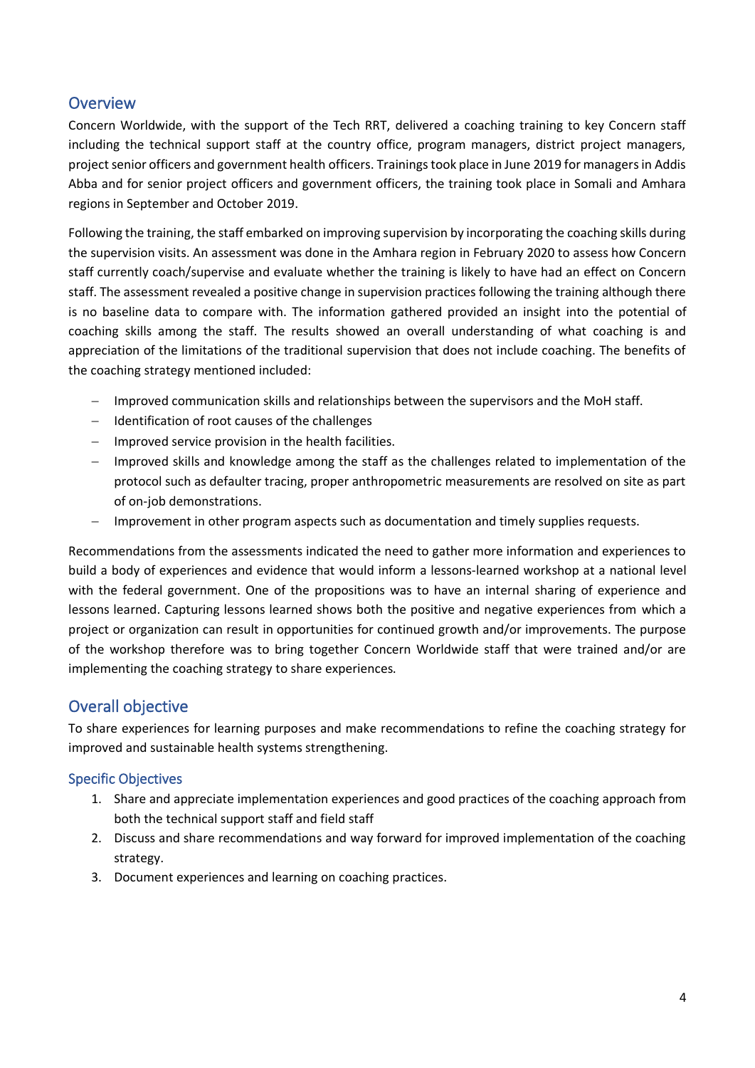## Overview

Concern Worldwide, with the support of the Tech RRT, delivered a coaching training to key Concern staff including the technical support staff at the country office, program managers, district project managers, project senior officers and government health officers. Trainings took place in June 2019 for managers in Addis Abba and for senior project officers and government officers, the training took place in Somali and Amhara regions in September and October 2019.

Following the training, the staff embarked on improving supervision by incorporating the coaching skills during the supervision visits. An assessment was done in the Amhara region in February 2020 to assess how Concern staff currently coach/supervise and evaluate whether the training is likely to have had an effect on Concern staff. The assessment revealed a positive change in supervision practices following the training although there is no baseline data to compare with. The information gathered provided an insight into the potential of coaching skills among the staff. The results showed an overall understanding of what coaching is and appreciation of the limitations of the traditional supervision that does not include coaching. The benefits of the coaching strategy mentioned included:

- Improved communication skills and relationships between the supervisors and the MoH staff.
- Identification of root causes of the challenges
- Improved service provision in the health facilities.
- Improved skills and knowledge among the staff as the challenges related to implementation of the protocol such as defaulter tracing, proper anthropometric measurements are resolved on site as part of on-job demonstrations.
- Improvement in other program aspects such as documentation and timely supplies requests.

Recommendations from the assessments indicated the need to gather more information and experiences to build a body of experiences and evidence that would inform a lessons-learned workshop at a national level with the federal government. One of the propositions was to have an internal sharing of experience and lessons learned. Capturing lessons learned shows both the positive and negative experiences from which a project or organization can result in opportunities for continued growth and/or improvements. The purpose of the workshop therefore was to bring together Concern Worldwide staff that were trained and/or are implementing the coaching strategy to share experiences.

## Overall objective

To share experiences for learning purposes and make recommendations to refine the coaching strategy for improved and sustainable health systems strengthening.

### Specific Objectives

1. Share and appreciate implementation experiences and good practices of the coaching approach from both the technical support staff and field staff
2. Discuss and share recommendations and way forward for improved implementation of the coaching strategy.
3. Document experiences and learning on coaching practices.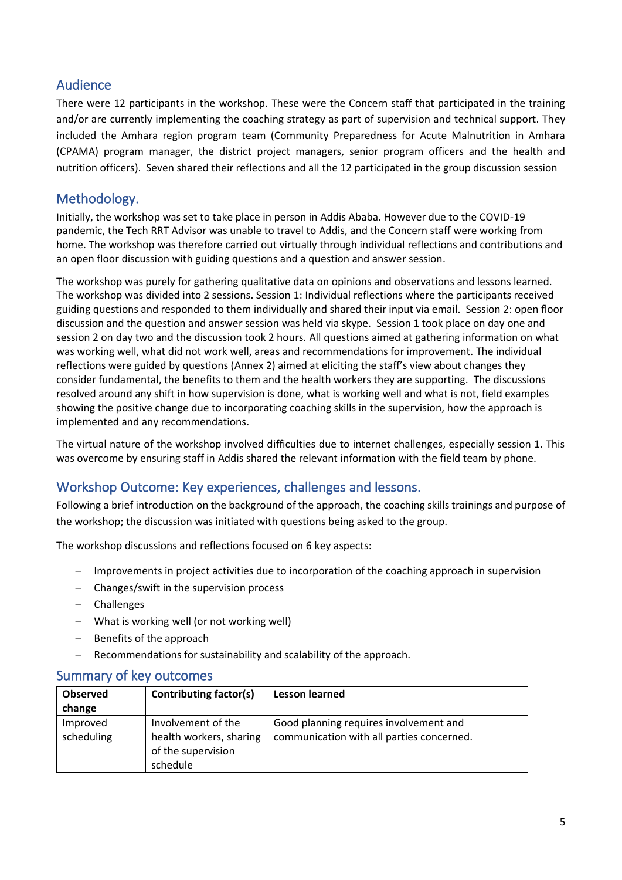## Audience

There were 12 participants in the workshop. These were the Concern staff that participated in the training and/or are currently implementing the coaching strategy as part of supervision and technical support. They included the Amhara region program team (Community Preparedness for Acute Malnutrition in Amhara (CPAMA) program manager, the district project managers, senior program officers and the health and nutrition officers). Seven shared their reflections and all the 12 participated in the group discussion session

## Methodology.

Initially, the workshop was set to take place in person in Addis Ababa. However due to the COVID-19 pandemic, the Tech RRT Advisor was unable to travel to Addis, and the Concern staff were working from home. The workshop was therefore carried out virtually through individual reflections and contributions and an open floor discussion with guiding questions and a question and answer session.

The workshop was purely for gathering qualitative data on opinions and observations and lessons learned. The workshop was divided into 2 sessions. Session 1: Individual reflections where the participants received guiding questions and responded to them individually and shared their input via email. Session 2: open floor discussion and the question and answer session was held via skype. Session 1 took place on day one and session 2 on day two and the discussion took 2 hours. All questions aimed at gathering information on what was working well, what did not work well, areas and recommendations for improvement. The individual reflections were guided by questions (Annex 2) aimed at eliciting the staff's view about changes they consider fundamental, the benefits to them and the health workers they are supporting. The discussions resolved around any shift in how supervision is done, what is working well and what is not, field examples showing the positive change due to incorporating coaching skills in the supervision, how the approach is implemented and any recommendations.

The virtual nature of the workshop involved difficulties due to internet challenges, especially session 1. This was overcome by ensuring staff in Addis shared the relevant information with the field team by phone.

## Workshop Outcome: Key experiences, challenges and lessons.

Following a brief introduction on the background of the approach, the coaching skills trainings and purpose of the workshop; the discussion was initiated with questions being asked to the group.

The workshop discussions and reflections focused on 6 key aspects:

- Improvements in project activities due to incorporation of the coaching approach in supervision
- Changes/swift in the supervision process
- Challenges
- What is working well (or not working well)
- Benefits of the approach
- Recommendations for sustainability and scalability of the approach.

## Summary of key outcomes

| Observed change | Contributing factor(s) | Lesson learned |
|---|---|---|
| Improved scheduling | Involvement of the health workers, sharing of the supervision schedule | Good planning requires involvement and communication with all parties concerned. |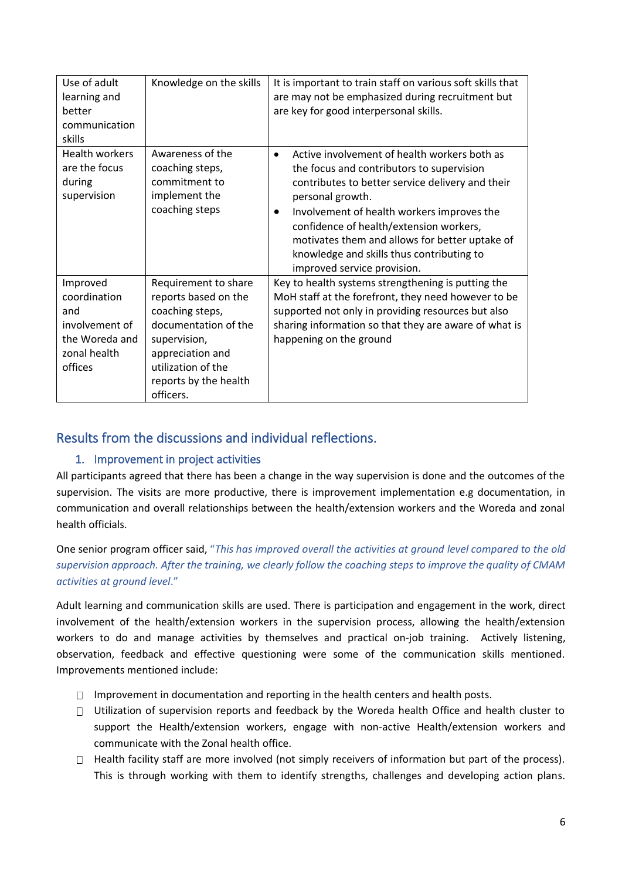| Use of adult learning and better communication skills | Knowledge on the skills | It is important to train staff on various soft skills that are may not be emphasized during recruitment but are key for good interpersonal skills. |
|---|---|---|
| Health workers are the focus during supervision | Awareness of the coaching steps, commitment to implement the coaching steps | • Active involvement of health workers both as the focus and contributors to supervision contributes to better service delivery and their personal growth. <br> • Involvement of health workers improves the confidence of health/extension workers, motivates them and allows for better uptake of knowledge and skills thus contributing to improved service provision. |
| Improved coordination and involvement of the Woreda and zonal health offices | Requirement to share reports based on the coaching steps, documentation of the supervision, appreciation and utilization of the reports by the health officers. | Key to health systems strengthening is putting the MoH staff at the forefront, they need however to be supported not only in providing resources but also sharing information so that they are aware of what is happening on the ground |

## Results from the discussions and individual reflections.

### 1. Improvement in project activities

All participants agreed that there has been a change in the way supervision is done and the outcomes of the supervision. The visits are more productive, there is improvement implementation e.g documentation, in communication and overall relationships between the health/extension workers and the Woreda and zonal health officials.

One senior program officer said, "*This has improved overall the activities at ground level compared to the old supervision approach. After the training, we clearly follow the coaching steps to improve the quality of CMAM activities at ground level*."

Adult learning and communication skills are used. There is participation and engagement in the work, direct involvement of the health/extension workers in the supervision process, allowing the health/extension workers to do and manage activities by themselves and practical on-job training. Actively listening, observation, feedback and effective questioning were some of the communication skills mentioned. Improvements mentioned include:

- Improvement in documentation and reporting in the health centers and health posts.
- Utilization of supervision reports and feedback by the Woreda health Office and health cluster to support the Health/extension workers, engage with non-active Health/extension workers and communicate with the Zonal health office.
- Health facility staff are more involved (not simply receivers of information but part of the process). This is through working with them to identify strengths, challenges and developing action plans.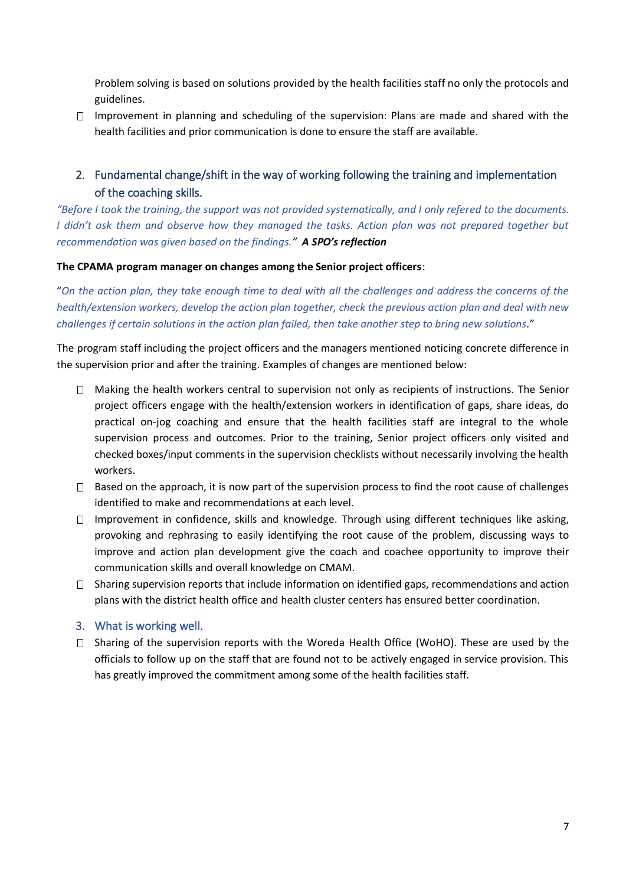Problem solving is based on solutions provided by the health facilities staff no only the protocols and guidelines.

- Improvement in planning and scheduling of the supervision: Plans are made and shared with the health facilities and prior communication is done to ensure the staff are available.

## 2. Fundamental change/shift in the way of working following the training and implementation of the coaching skills.

*"Before I took the training, the support was not provided systematically, and I only refered to the documents. I didn't ask them and observe how they managed the tasks. Action plan was not prepared together but recommendation was given based on the findings."* ***A SPO's reflection***

**The CPAMA program manager on changes among the Senior project officers**:

"*On the action plan, they take enough time to deal with all the challenges and address the concerns of the health/extension workers, develop the action plan together, check the previous action plan and deal with new challenges if certain solutions in the action plan failed, then take another step to bring new solutions*."

The program staff including the project officers and the managers mentioned noticing concrete difference in the supervision prior and after the training. Examples of changes are mentioned below:

- Making the health workers central to supervision not only as recipients of instructions. The Senior project officers engage with the health/extension workers in identification of gaps, share ideas, do practical on-jog coaching and ensure that the health facilities staff are integral to the whole supervision process and outcomes. Prior to the training, Senior project officers only visited and checked boxes/input comments in the supervision checklists without necessarily involving the health workers.
- Based on the approach, it is now part of the supervision process to find the root cause of challenges identified to make and recommendations at each level.
- Improvement in confidence, skills and knowledge. Through using different techniques like asking, provoking and rephrasing to easily identifying the root cause of the problem, discussing ways to improve and action plan development give the coach and coachee opportunity to improve their communication skills and overall knowledge on CMAM.
- Sharing supervision reports that include information on identified gaps, recommendations and action plans with the district health office and health cluster centers has ensured better coordination.

## 3. What is working well.

- Sharing of the supervision reports with the Woreda Health Office (WoHO). These are used by the officials to follow up on the staff that are found not to be actively engaged in service provision. This has greatly improved the commitment among some of the health facilities staff.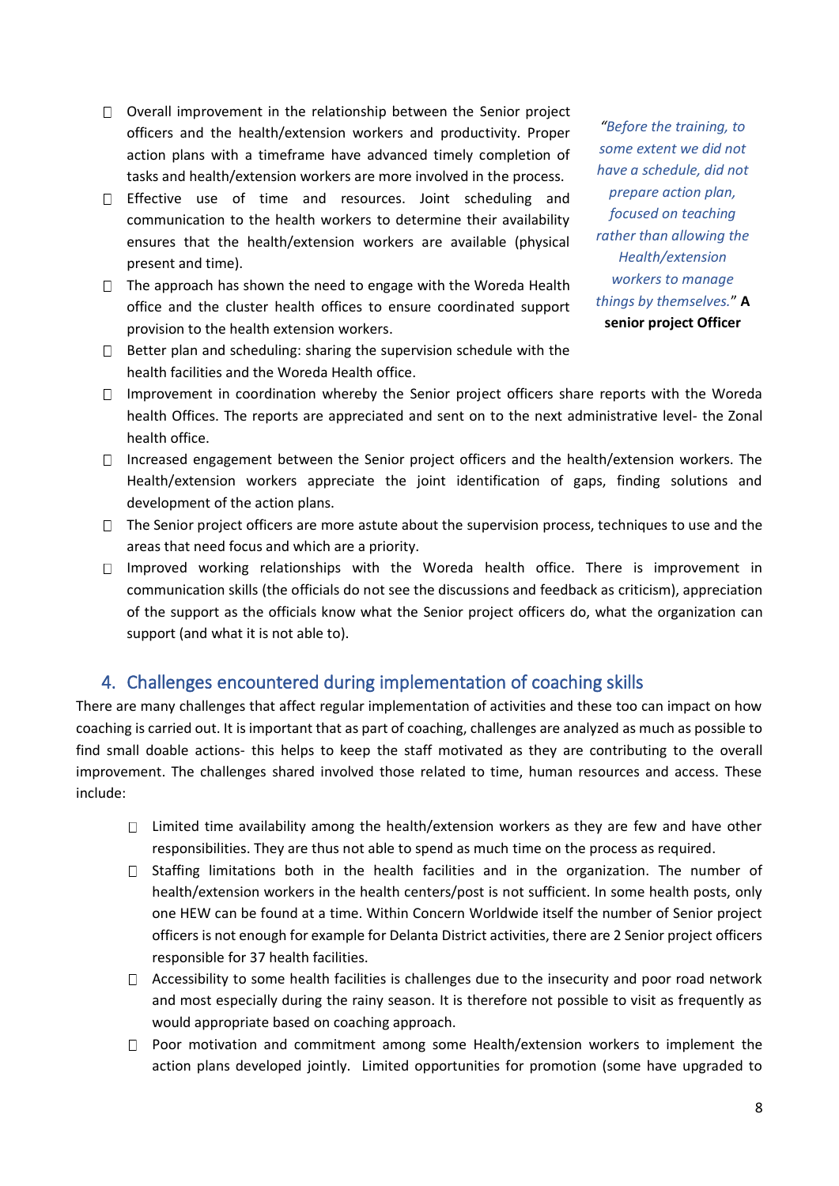- Overall improvement in the relationship between the Senior project officers and the health/extension workers and productivity. Proper action plans with a timeframe have advanced timely completion of tasks and health/extension workers are more involved in the process.
- Effective use of time and resources. Joint scheduling and communication to the health workers to determine their availability ensures that the health/extension workers are available (physical present and time).
- The approach has shown the need to engage with the Woreda Health office and the cluster health offices to ensure coordinated support provision to the health extension workers.
- Better plan and scheduling: sharing the supervision schedule with the health facilities and the Woreda Health office.

> *"Before the training, to some extent we did not have a schedule, did not prepare action plan, focused on teaching rather than allowing the Health/extension workers to manage things by themselves."* **A senior project Officer**

- Improvement in coordination whereby the Senior project officers share reports with the Woreda health Offices. The reports are appreciated and sent on to the next administrative level- the Zonal health office.
- Increased engagement between the Senior project officers and the health/extension workers. The Health/extension workers appreciate the joint identification of gaps, finding solutions and development of the action plans.
- The Senior project officers are more astute about the supervision process, techniques to use and the areas that need focus and which are a priority.
- Improved working relationships with the Woreda health office. There is improvement in communication skills (the officials do not see the discussions and feedback as criticism), appreciation of the support as the officials know what the Senior project officers do, what the organization can support (and what it is not able to).

## 4. Challenges encountered during implementation of coaching skills

There are many challenges that affect regular implementation of activities and these too can impact on how coaching is carried out. It is important that as part of coaching, challenges are analyzed as much as possible to find small doable actions- this helps to keep the staff motivated as they are contributing to the overall improvement. The challenges shared involved those related to time, human resources and access. These include:

- Limited time availability among the health/extension workers as they are few and have other responsibilities. They are thus not able to spend as much time on the process as required.
- Staffing limitations both in the health facilities and in the organization. The number of health/extension workers in the health centers/post is not sufficient. In some health posts, only one HEW can be found at a time. Within Concern Worldwide itself the number of Senior project officers is not enough for example for Delanta District activities, there are 2 Senior project officers responsible for 37 health facilities.
- Accessibility to some health facilities is challenges due to the insecurity and poor road network and most especially during the rainy season. It is therefore not possible to visit as frequently as would appropriate based on coaching approach.
- Poor motivation and commitment among some Health/extension workers to implement the action plans developed jointly. Limited opportunities for promotion (some have upgraded to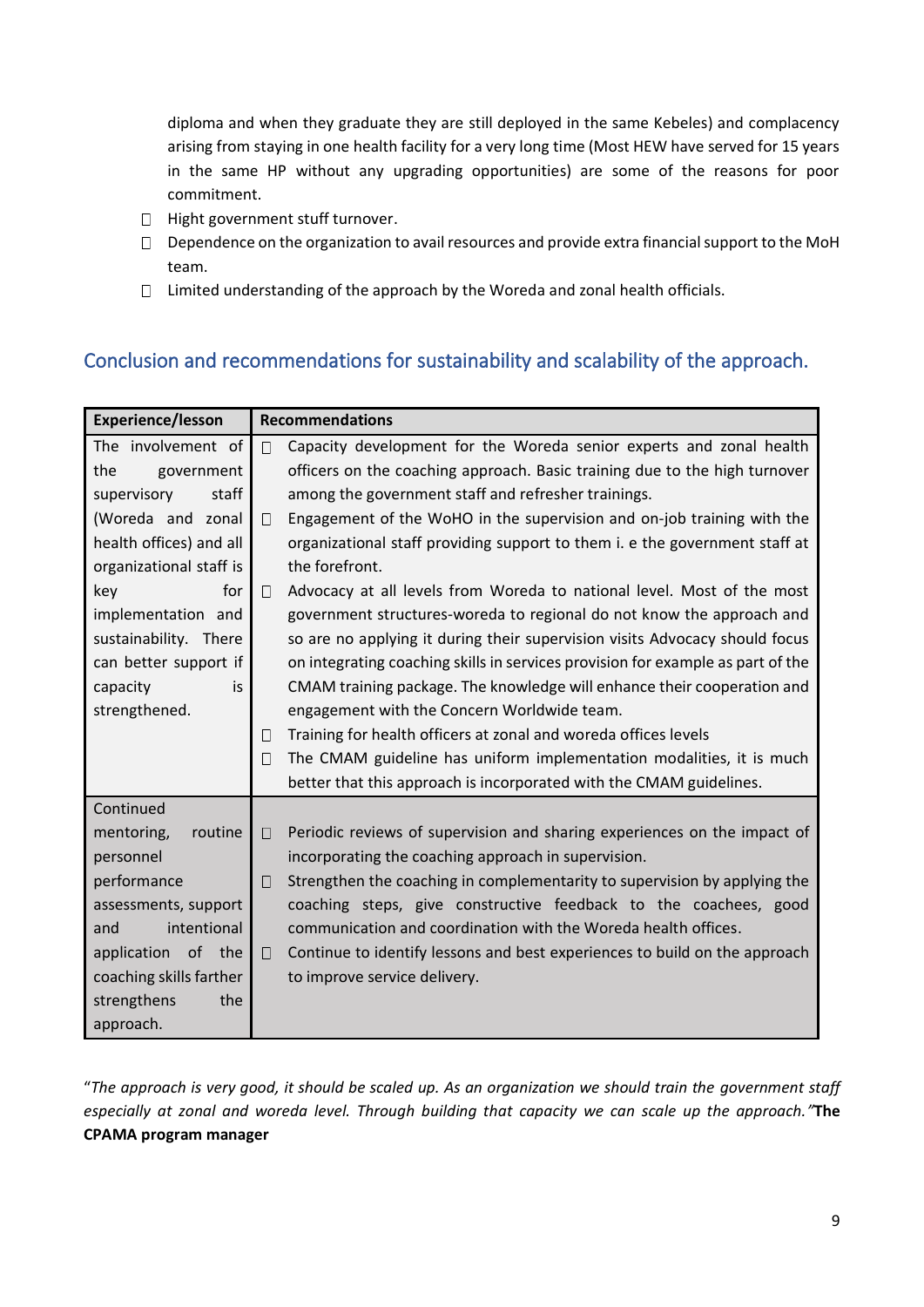diploma and when they graduate they are still deployed in the same Kebeles) and complacency arising from staying in one health facility for a very long time (Most HEW have served for 15 years in the same HP without any upgrading opportunities) are some of the reasons for poor commitment.

- Hight government stuff turnover.
- Dependence on the organization to avail resources and provide extra financial support to the MoH team.
- Limited understanding of the approach by the Woreda and zonal health officials.

## Conclusion and recommendations for sustainability and scalability of the approach.

| Experience/lesson | Recommendations |
|---|---|
| The involvement of the government supervisory staff (Woreda and zonal health offices) and all organizational staff is key for implementation and sustainability. There can better support if capacity is strengthened. | - Capacity development for the Woreda senior experts and zonal health officers on the coaching approach. Basic training due to the high turnover among the government staff and refresher trainings.<br>- Engagement of the WoHO in the supervision and on-job training with the organizational staff providing support to them i. e the government staff at the forefront.<br>- Advocacy at all levels from Woreda to national level. Most of the most government structures-woreda to regional do not know the approach and so are no applying it during their supervision visits Advocacy should focus on integrating coaching skills in services provision for example as part of the CMAM training package. The knowledge will enhance their cooperation and engagement with the Concern Worldwide team.<br>- Training for health officers at zonal and woreda offices levels<br>- The CMAM guideline has uniform implementation modalities, it is much better that this approach is incorporated with the CMAM guidelines. |
| Continued mentoring, routine personnel performance assessments, support and intentional application of the coaching skills farther strengthens the approach. | - Periodic reviews of supervision and sharing experiences on the impact of incorporating the coaching approach in supervision.<br>- Strengthen the coaching in complementarity to supervision by applying the coaching steps, give constructive feedback to the coachees, good communication and coordination with the Woreda health offices.<br>- Continue to identify lessons and best experiences to build on the approach to improve service delivery. |

"*The approach is very good, it should be scaled up. As an organization we should train the government staff especially at zonal and woreda level. Through building that capacity we can scale up the approach.*" **The CPAMA program manager**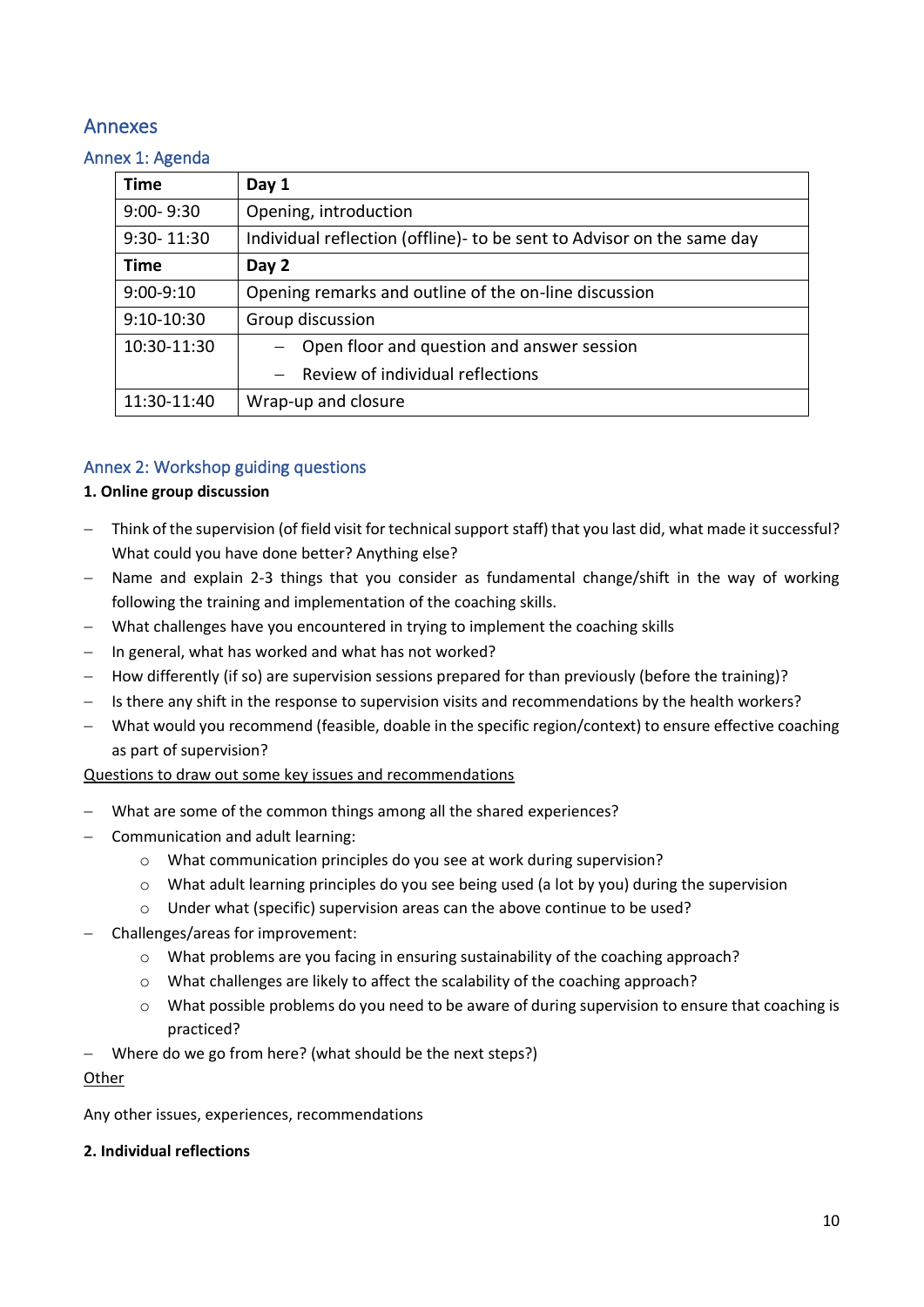# Annexes

## Annex 1: Agenda

| Time | Day 1 |
|---|---|
| 9:00- 9:30 | Opening, introduction |
| 9:30- 11:30 | Individual reflection (offline)- to be sent to Advisor on the same day |
| **Time** | **Day 2** |
| 9:00-9:10 | Opening remarks and outline of the on-line discussion |
| 9:10-10:30 | Group discussion |
| 10:30-11:30 | – Open floor and question and answer session<br>– Review of individual reflections |
| 11:30-11:40 | Wrap-up and closure |

## Annex 2: Workshop guiding questions

**1. Online group discussion**

- Think of the supervision (of field visit for technical support staff) that you last did, what made it successful? What could you have done better? Anything else?
- Name and explain 2-3 things that you consider as fundamental change/shift in the way of working following the training and implementation of the coaching skills.
- What challenges have you encountered in trying to implement the coaching skills
- In general, what has worked and what has not worked?
- How differently (if so) are supervision sessions prepared for than previously (before the training)?
- Is there any shift in the response to supervision visits and recommendations by the health workers?
- What would you recommend (feasible, doable in the specific region/context) to ensure effective coaching as part of supervision?

<u>Questions to draw out some key issues and recommendations</u>

- What are some of the common things among all the shared experiences?
- Communication and adult learning:
  - What communication principles do you see at work during supervision?
  - What adult learning principles do you see being used (a lot by you) during the supervision
  - Under what (specific) supervision areas can the above continue to be used?
- Challenges/areas for improvement:
  - What problems are you facing in ensuring sustainability of the coaching approach?
  - What challenges are likely to affect the scalability of the coaching approach?
  - What possible problems do you need to be aware of during supervision to ensure that coaching is practiced?
- Where do we go from here? (what should be the next steps?)

<u>Other</u>

Any other issues, experiences, recommendations

**2. Individual reflections**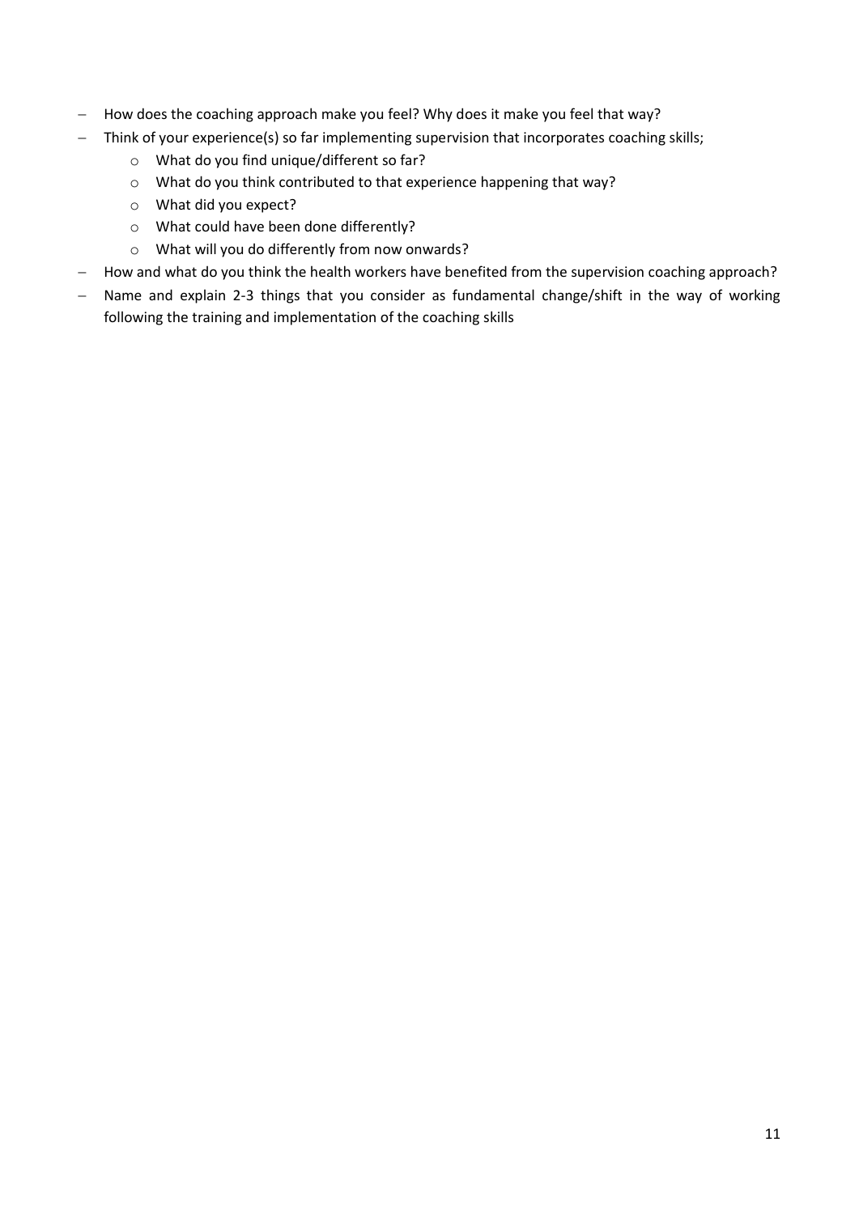- How does the coaching approach make you feel? Why does it make you feel that way?
- Think of your experience(s) so far implementing supervision that incorporates coaching skills;
  - What do you find unique/different so far?
  - What do you think contributed to that experience happening that way?
  - What did you expect?
  - What could have been done differently?
  - What will you do differently from now onwards?
- How and what do you think the health workers have benefited from the supervision coaching approach?
- Name and explain 2-3 things that you consider as fundamental change/shift in the way of working following the training and implementation of the coaching skills